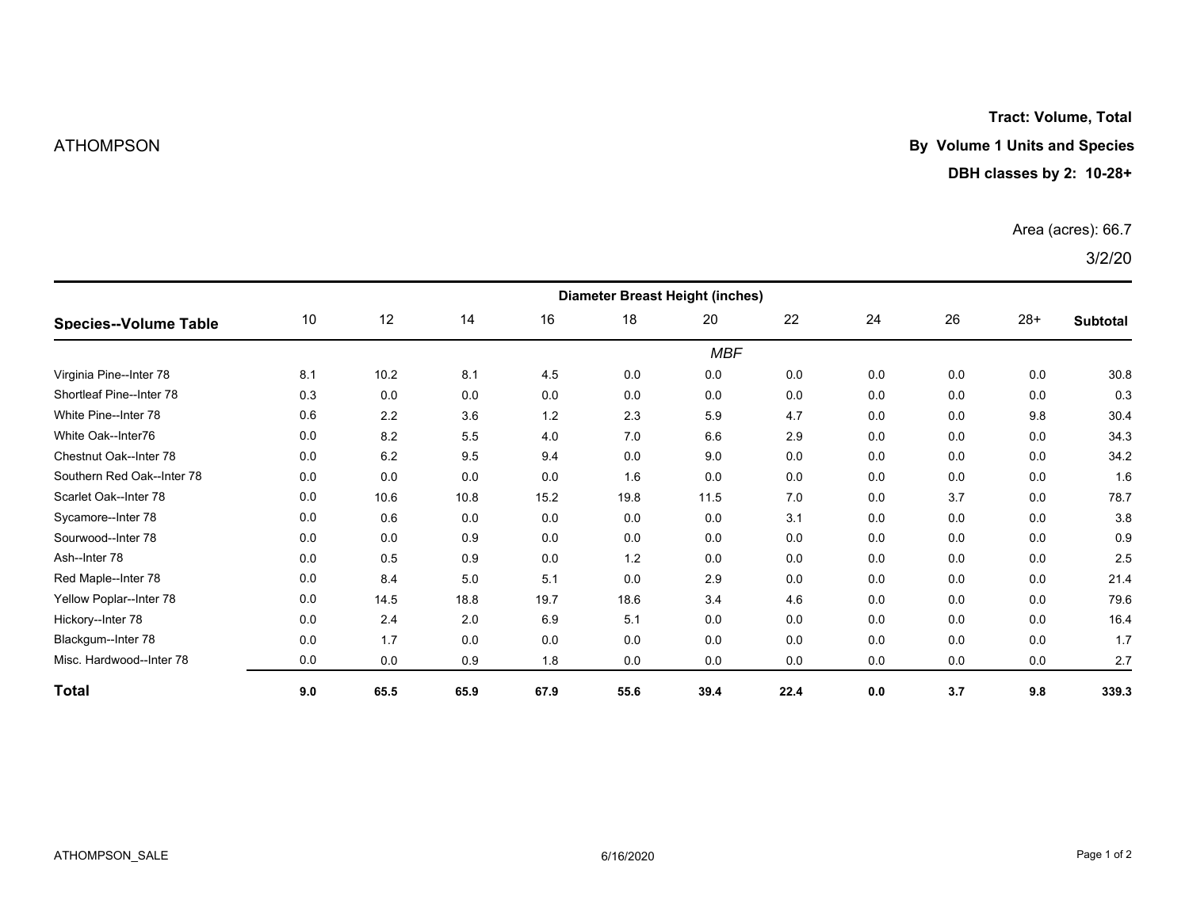ATHOMPSON

**Tract: Volume, Total**

**By Volume 1 Units and Species**

**DBH classes by 2: 10-28+**

Area (acres): 66.7

3/2/20

| Species--Volume Table | Diameter Breast Height (inches) | | | | | | | | | | |
|---|---|---|---|---|---|---|---|---|---|---|---|
| | 10 | 12 | 14 | 16 | 18 | 20 | 22 | 24 | 26 | 28+ | **Subtotal** |
| | *MBF* | | | | | | | | | | |
| Virginia Pine--Inter 78 | 8.1 | 10.2 | 8.1 | 4.5 | 0.0 | 0.0 | 0.0 | 0.0 | 0.0 | 0.0 | 30.8 |
| Shortleaf Pine--Inter 78 | 0.3 | 0.0 | 0.0 | 0.0 | 0.0 | 0.0 | 0.0 | 0.0 | 0.0 | 0.0 | 0.3 |
| White Pine--Inter 78 | 0.6 | 2.2 | 3.6 | 1.2 | 2.3 | 5.9 | 4.7 | 0.0 | 0.0 | 9.8 | 30.4 |
| White Oak--Inter76 | 0.0 | 8.2 | 5.5 | 4.0 | 7.0 | 6.6 | 2.9 | 0.0 | 0.0 | 0.0 | 34.3 |
| Chestnut Oak--Inter 78 | 0.0 | 6.2 | 9.5 | 9.4 | 0.0 | 9.0 | 0.0 | 0.0 | 0.0 | 0.0 | 34.2 |
| Southern Red Oak--Inter 78 | 0.0 | 0.0 | 0.0 | 0.0 | 1.6 | 0.0 | 0.0 | 0.0 | 0.0 | 0.0 | 1.6 |
| Scarlet Oak--Inter 78 | 0.0 | 10.6 | 10.8 | 15.2 | 19.8 | 11.5 | 7.0 | 0.0 | 3.7 | 0.0 | 78.7 |
| Sycamore--Inter 78 | 0.0 | 0.6 | 0.0 | 0.0 | 0.0 | 0.0 | 3.1 | 0.0 | 0.0 | 0.0 | 3.8 |
| Sourwood--Inter 78 | 0.0 | 0.0 | 0.9 | 0.0 | 0.0 | 0.0 | 0.0 | 0.0 | 0.0 | 0.0 | 0.9 |
| Ash--Inter 78 | 0.0 | 0.5 | 0.9 | 0.0 | 1.2 | 0.0 | 0.0 | 0.0 | 0.0 | 0.0 | 2.5 |
| Red Maple--Inter 78 | 0.0 | 8.4 | 5.0 | 5.1 | 0.0 | 2.9 | 0.0 | 0.0 | 0.0 | 0.0 | 21.4 |
| Yellow Poplar--Inter 78 | 0.0 | 14.5 | 18.8 | 19.7 | 18.6 | 3.4 | 4.6 | 0.0 | 0.0 | 0.0 | 79.6 |
| Hickory--Inter 78 | 0.0 | 2.4 | 2.0 | 6.9 | 5.1 | 0.0 | 0.0 | 0.0 | 0.0 | 0.0 | 16.4 |
| Blackgum--Inter 78 | 0.0 | 1.7 | 0.0 | 0.0 | 0.0 | 0.0 | 0.0 | 0.0 | 0.0 | 0.0 | 1.7 |
| Misc. Hardwood--Inter 78 | 0.0 | 0.0 | 0.9 | 1.8 | 0.0 | 0.0 | 0.0 | 0.0 | 0.0 | 0.0 | 2.7 |
| **Total** | **9.0** | **65.5** | **65.9** | **67.9** | **55.6** | **39.4** | **22.4** | **0.0** | **3.7** | **9.8** | **339.3** |

ATHOMPSON_SALE 6/16/2020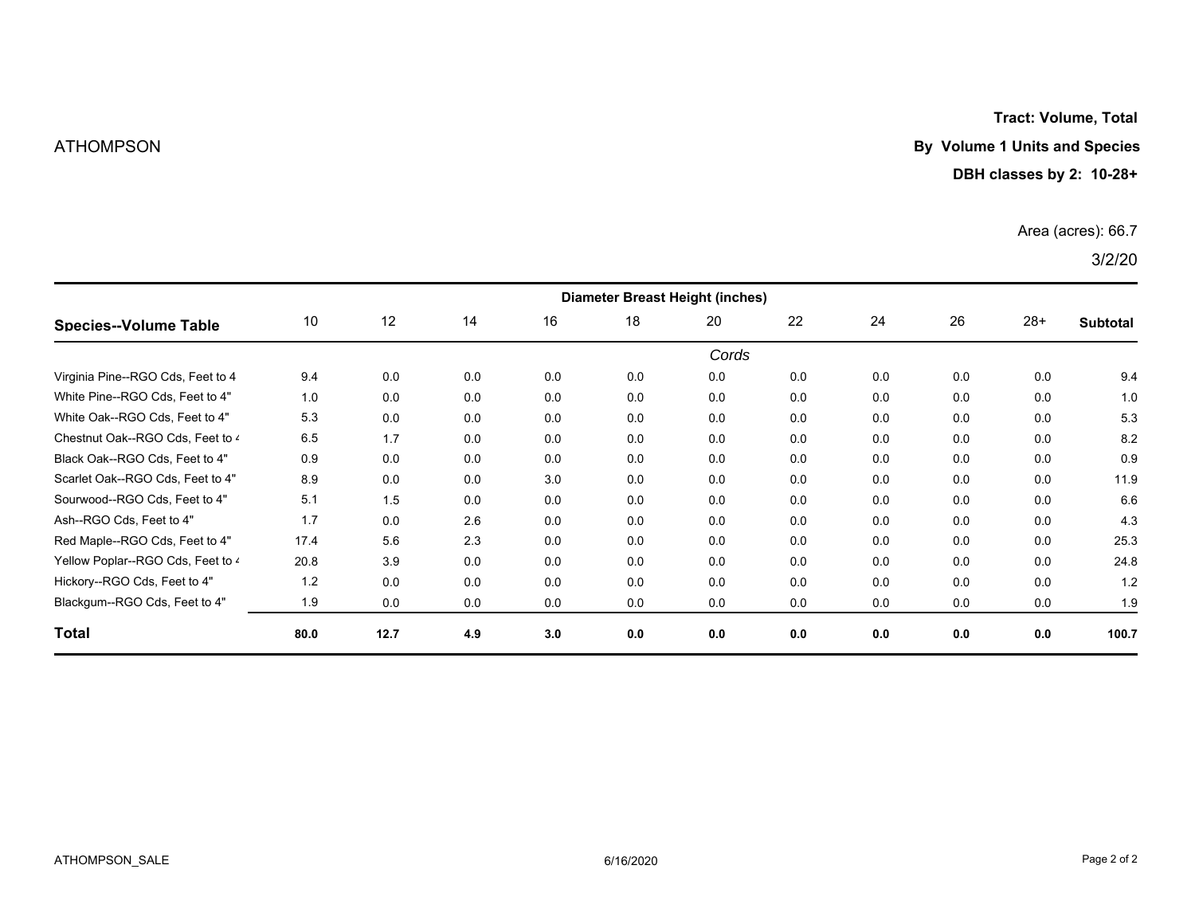ATHOMPSON

**Tract: Volume, Total**

**By Volume 1 Units and Species**

**DBH classes by 2: 10-28+**

Area (acres): 66.7

3/2/20

| Species--Volume Table | Diameter Breast Height (inches) | | | | | | | | | | |
|---|---|---|---|---|---|---|---|---|---|---|---|
| | 10 | 12 | 14 | 16 | 18 | 20 | 22 | 24 | 26 | 28+ | Subtotal |
| | | | | | | *Cords* | | | | | |
| Virginia Pine--RGO Cds, Feet to 4 | 9.4 | 0.0 | 0.0 | 0.0 | 0.0 | 0.0 | 0.0 | 0.0 | 0.0 | 0.0 | 9.4 |
| White Pine--RGO Cds, Feet to 4" | 1.0 | 0.0 | 0.0 | 0.0 | 0.0 | 0.0 | 0.0 | 0.0 | 0.0 | 0.0 | 1.0 |
| White Oak--RGO Cds, Feet to 4" | 5.3 | 0.0 | 0.0 | 0.0 | 0.0 | 0.0 | 0.0 | 0.0 | 0.0 | 0.0 | 5.3 |
| Chestnut Oak--RGO Cds, Feet to 4 | 6.5 | 1.7 | 0.0 | 0.0 | 0.0 | 0.0 | 0.0 | 0.0 | 0.0 | 0.0 | 8.2 |
| Black Oak--RGO Cds, Feet to 4" | 0.9 | 0.0 | 0.0 | 0.0 | 0.0 | 0.0 | 0.0 | 0.0 | 0.0 | 0.0 | 0.9 |
| Scarlet Oak--RGO Cds, Feet to 4" | 8.9 | 0.0 | 0.0 | 3.0 | 0.0 | 0.0 | 0.0 | 0.0 | 0.0 | 0.0 | 11.9 |
| Sourwood--RGO Cds, Feet to 4" | 5.1 | 1.5 | 0.0 | 0.0 | 0.0 | 0.0 | 0.0 | 0.0 | 0.0 | 0.0 | 6.6 |
| Ash--RGO Cds, Feet to 4" | 1.7 | 0.0 | 2.6 | 0.0 | 0.0 | 0.0 | 0.0 | 0.0 | 0.0 | 0.0 | 4.3 |
| Red Maple--RGO Cds, Feet to 4" | 17.4 | 5.6 | 2.3 | 0.0 | 0.0 | 0.0 | 0.0 | 0.0 | 0.0 | 0.0 | 25.3 |
| Yellow Poplar--RGO Cds, Feet to 4 | 20.8 | 3.9 | 0.0 | 0.0 | 0.0 | 0.0 | 0.0 | 0.0 | 0.0 | 0.0 | 24.8 |
| Hickory--RGO Cds, Feet to 4" | 1.2 | 0.0 | 0.0 | 0.0 | 0.0 | 0.0 | 0.0 | 0.0 | 0.0 | 0.0 | 1.2 |
| Blackgum--RGO Cds, Feet to 4" | 1.9 | 0.0 | 0.0 | 0.0 | 0.0 | 0.0 | 0.0 | 0.0 | 0.0 | 0.0 | 1.9 |
| **Total** | **80.0** | **12.7** | **4.9** | **3.0** | **0.0** | **0.0** | **0.0** | **0.0** | **0.0** | **0.0** | **100.7** |

ATHOMPSON_SALE

6/16/2020